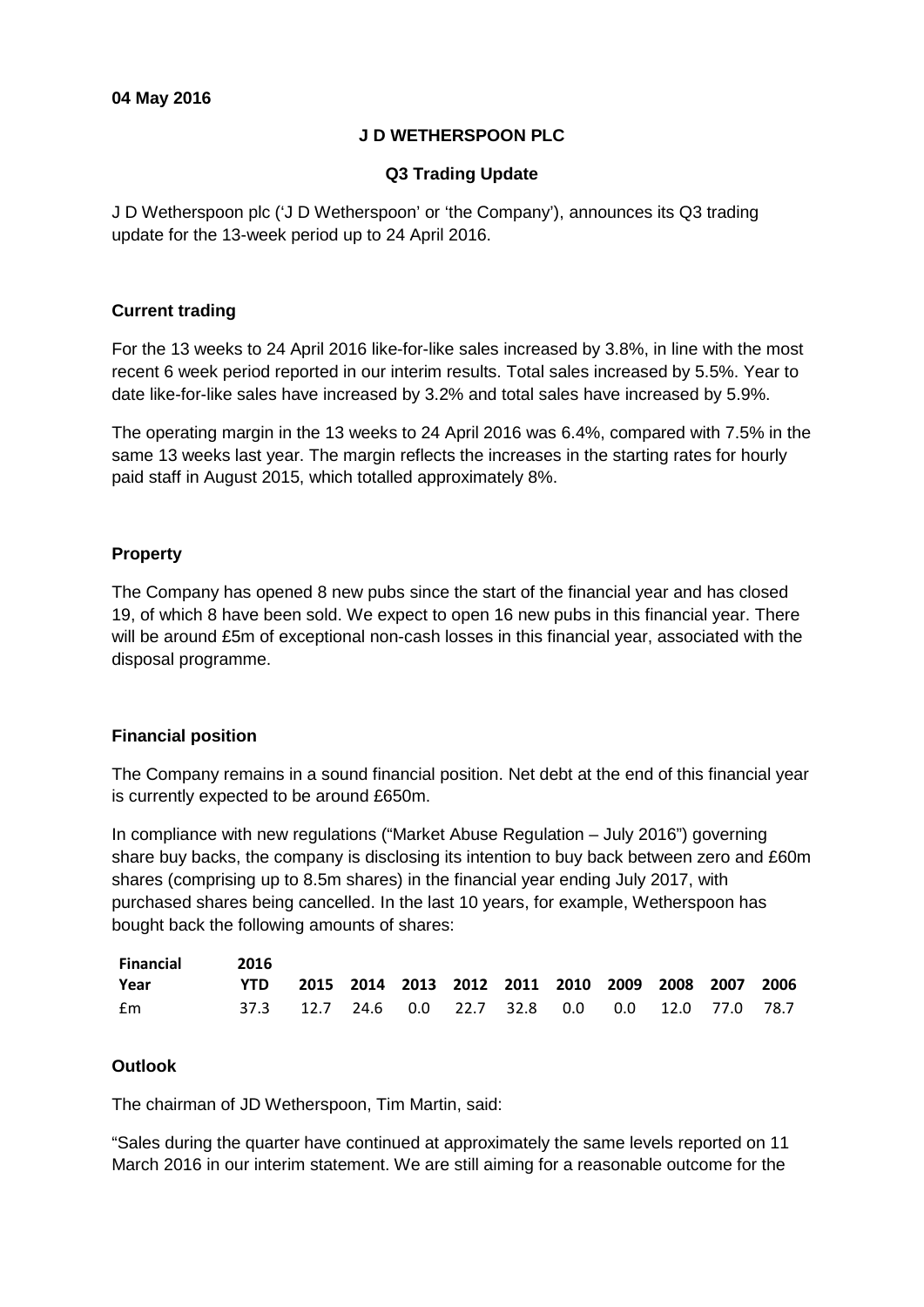**04 May 2016**

**J D WETHERSPOON PLC**

**Q3 Trading Update**

J D Wetherspoon plc ('J D Wetherspoon' or 'the Company'), announces its Q3 trading update for the 13-week period up to 24 April 2016.

### Current trading

For the 13 weeks to 24 April 2016 like-for-like sales increased by 3.8%, in line with the most recent 6 week period reported in our interim results. Total sales increased by 5.5%. Year to date like-for-like sales have increased by 3.2% and total sales have increased by 5.9%.

The operating margin in the 13 weeks to 24 April 2016 was 6.4%, compared with 7.5% in the same 13 weeks last year. The margin reflects the increases in the starting rates for hourly paid staff in August 2015, which totalled approximately 8%.

### Property

The Company has opened 8 new pubs since the start of the financial year and has closed 19, of which 8 have been sold. We expect to open 16 new pubs in this financial year. There will be around £5m of exceptional non-cash losses in this financial year, associated with the disposal programme.

### Financial position

The Company remains in a sound financial position. Net debt at the end of this financial year is currently expected to be around £650m.

In compliance with new regulations ("Market Abuse Regulation – July 2016") governing share buy backs, the company is disclosing its intention to buy back between zero and £60m shares (comprising up to 8.5m shares) in the financial year ending July 2017, with purchased shares being cancelled. In the last 10 years, for example, Wetherspoon has bought back the following amounts of shares:

| Financial Year | 2016 YTD | 2015 | 2014 | 2013 | 2012 | 2011 | 2010 | 2009 | 2008 | 2007 | 2006 |
|---|---|---|---|---|---|---|---|---|---|---|---|
| £m | 37.3 | 12.7 | 24.6 | 0.0 | 22.7 | 32.8 | 0.0 | 0.0 | 12.0 | 77.0 | 78.7 |

### Outlook

The chairman of JD Wetherspoon, Tim Martin, said:

"Sales during the quarter have continued at approximately the same levels reported on 11 March 2016 in our interim statement. We are still aiming for a reasonable outcome for the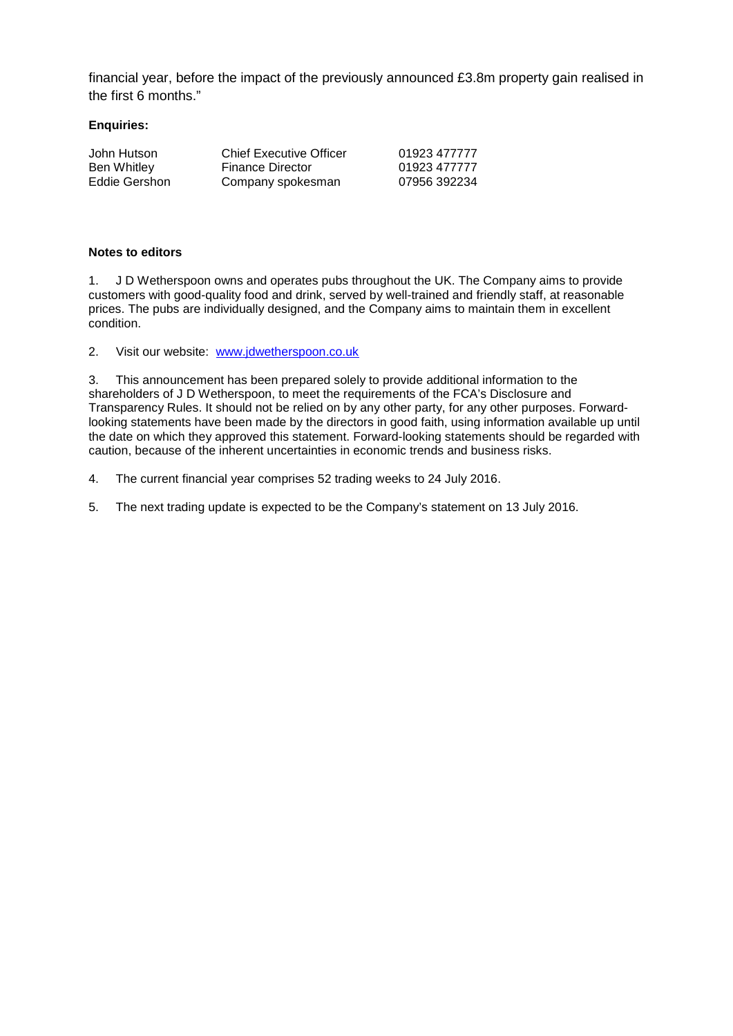financial year, before the impact of the previously announced £3.8m property gain realised in the first 6 months."

**Enquiries:**

| | | |
|---|---|---|
| John Hutson | Chief Executive Officer | 01923 477777 |
| Ben Whitley | Finance Director | 01923 477777 |
| Eddie Gershon | Company spokesman | 07956 392234 |

**Notes to editors**

1. J D Wetherspoon owns and operates pubs throughout the UK. The Company aims to provide customers with good-quality food and drink, served by well-trained and friendly staff, at reasonable prices. The pubs are individually designed, and the Company aims to maintain them in excellent condition.

2. Visit our website: www.jdwetherspoon.co.uk

3. This announcement has been prepared solely to provide additional information to the shareholders of J D Wetherspoon, to meet the requirements of the FCA's Disclosure and Transparency Rules. It should not be relied on by any other party, for any other purposes. Forward-looking statements have been made by the directors in good faith, using information available up until the date on which they approved this statement. Forward-looking statements should be regarded with caution, because of the inherent uncertainties in economic trends and business risks.

4. The current financial year comprises 52 trading weeks to 24 July 2016.

5. The next trading update is expected to be the Company's statement on 13 July 2016.